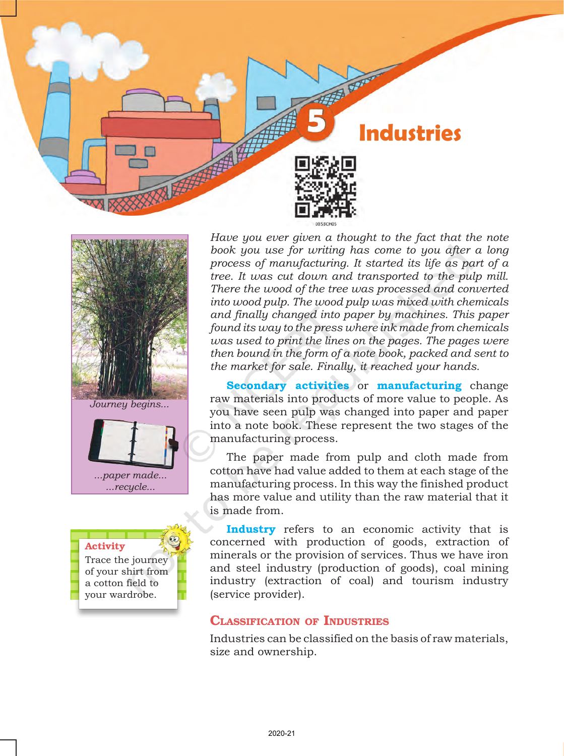# 5 Industries

*Journey begins...*

*...paper made...*
*...recycle...*

*Have you ever given a thought to the fact that the note book you use for writing has come to you after a long process of manufacturing. It started its life as part of a tree. It was cut down and transported to the pulp mill. There the wood of the tree was processed and converted into wood pulp. The wood pulp was mixed with chemicals and finally changed into paper by machines. This paper found its way to the press where ink made from chemicals was used to print the lines on the pages. The pages were then bound in the form of a note book, packed and sent to the market for sale. Finally, it reached your hands.*

**Secondary activities** or **manufacturing** change raw materials into products of more value to people. As you have seen pulp was changed into paper and paper into a note book. These represent the two stages of the manufacturing process.

The paper made from pulp and cloth made from cotton have had value added to them at each stage of the manufacturing process. In this way the finished product has more value and utility than the raw material that it is made from.

> **Activity**
> Trace the journey of your shirt from a cotton field to your wardrobe.

**Industry** refers to an economic activity that is concerned with production of goods, extraction of minerals or the provision of services. Thus we have iron and steel industry (production of goods), coal mining industry (extraction of coal) and tourism industry (service provider).

## Classification of Industries

Industries can be classified on the basis of raw materials, size and ownership.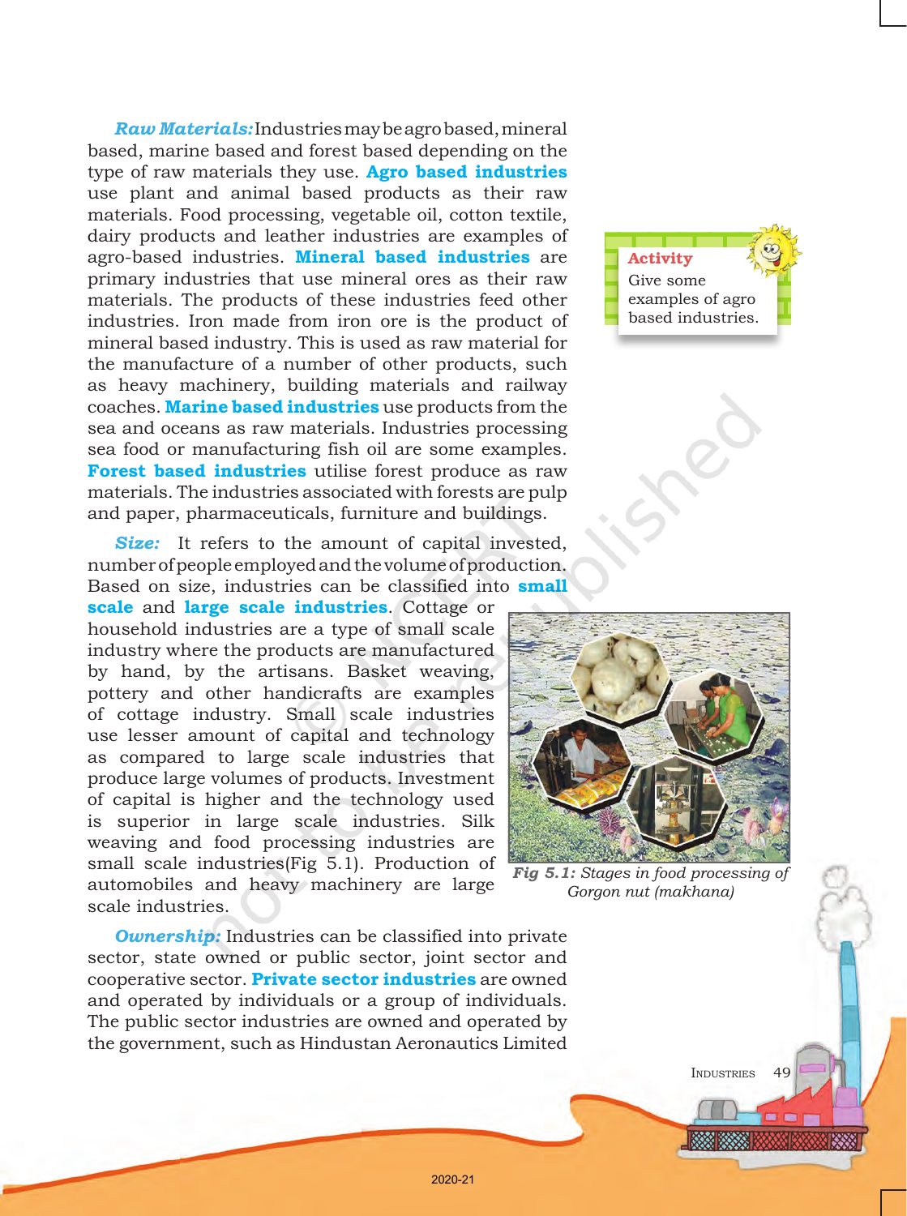***Raw Materials:*** Industries may be agro based, mineral based, marine based and forest based depending on the type of raw materials they use. **Agro based industries** use plant and animal based products as their raw materials. Food processing, vegetable oil, cotton textile, dairy products and leather industries are examples of agro-based industries. **Mineral based industries** are primary industries that use mineral ores as their raw materials. The products of these industries feed other industries. Iron made from iron ore is the product of mineral based industry. This is used as raw material for the manufacture of a number of other products, such as heavy machinery, building materials and railway coaches. **Marine based industries** use products from the sea and oceans as raw materials. Industries processing sea food or manufacturing fish oil are some examples. **Forest based industries** utilise forest produce as raw materials. The industries associated with forests are pulp and paper, pharmaceuticals, furniture and buildings.

**Activity**
Give some examples of agro based industries.

***Size:*** It refers to the amount of capital invested, number of people employed and the volume of production. Based on size, industries can be classified into **small scale** and **large scale industries**. Cottage or household industries are a type of small scale industry where the products are manufactured by hand, by the artisans. Basket weaving, pottery and other handicrafts are examples of cottage industry. Small scale industries use lesser amount of capital and technology as compared to large scale industries that produce large volumes of products. Investment of capital is higher and the technology used is superior in large scale industries. Silk weaving and food processing industries are small scale industries(Fig 5.1). Production of automobiles and heavy machinery are large scale industries.

*Fig 5.1: Stages in food processing of Gorgon nut (makhana)*

***Ownership:*** Industries can be classified into private sector, state owned or public sector, joint sector and cooperative sector. **Private sector industries** are owned and operated by individuals or a group of individuals. The public sector industries are owned and operated by the government, such as Hindustan Aeronautics Limited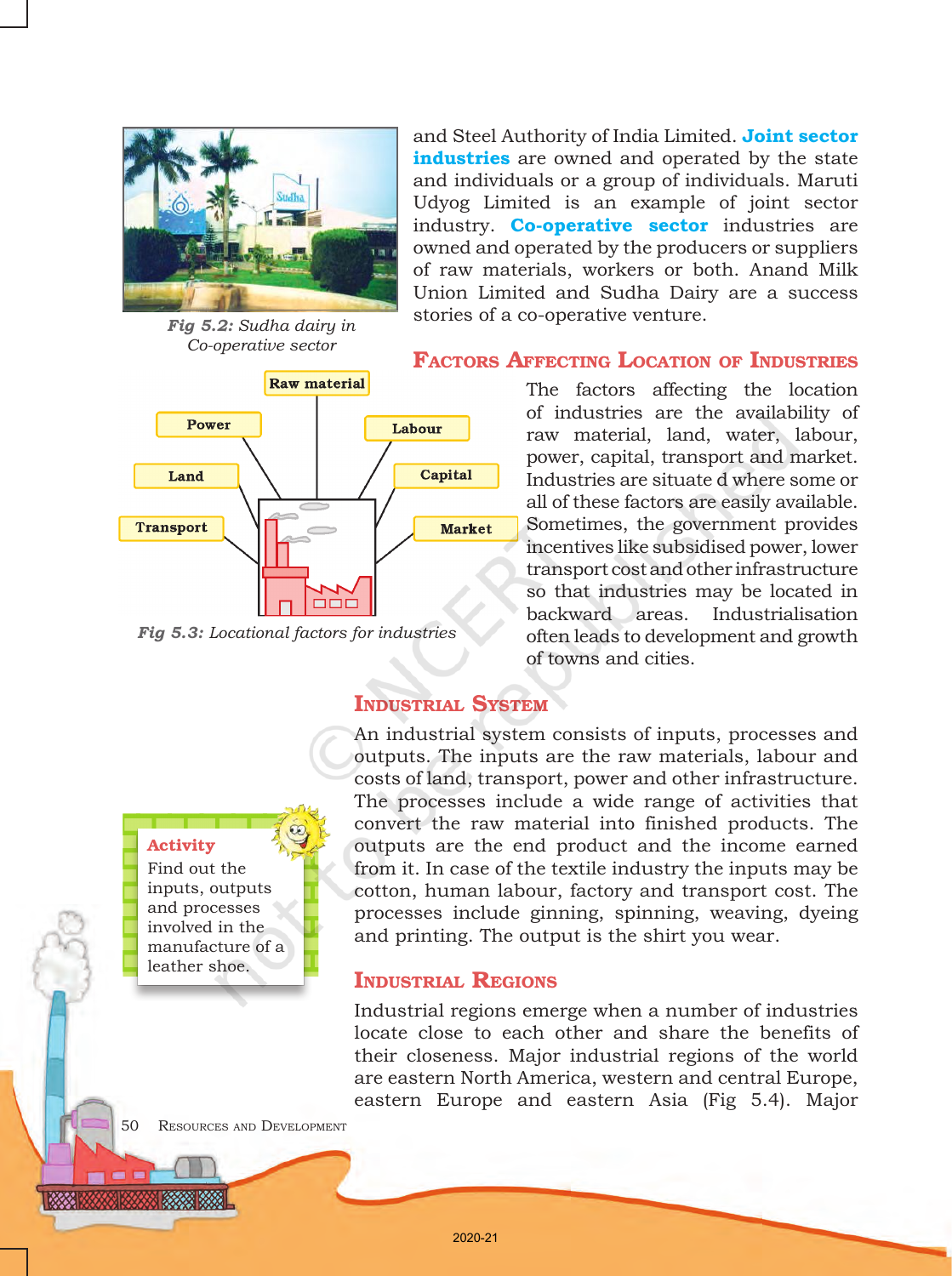and Steel Authority of India Limited. **Joint sector industries** are owned and operated by the state and individuals or a group of individuals. Maruti Udyog Limited is an example of joint sector industry. **Co-operative sector** industries are owned and operated by the producers or suppliers of raw materials, workers or both. Anand Milk Union Limited and Sudha Dairy are a success stories of a co-operative venture.

*Fig 5.2: Sudha dairy in Co-operative sector*

Raw material
Power
Labour
Land
Capital
Transport
Market

*Fig 5.3: Locational factors for industries*

## FACTORS AFFECTING LOCATION OF INDUSTRIES

The factors affecting the location of industries are the availability of raw material, land, water, labour, power, capital, transport and market. Industries are situate d where some or all of these factors are easily available. Sometimes, the government provides incentives like subsidised power, lower transport cost and other infrastructure so that industries may be located in backward areas. Industrialisation often leads to development and growth of towns and cities.

## INDUSTRIAL SYSTEM

An industrial system consists of inputs, processes and outputs. The inputs are the raw materials, labour and costs of land, transport, power and other infrastructure. The processes include a wide range of activities that convert the raw material into finished products. The outputs are the end product and the income earned from it. In case of the textile industry the inputs may be cotton, human labour, factory and transport cost. The processes include ginning, spinning, weaving, dyeing and printing. The output is the shirt you wear.

> **Activity**
> Find out the inputs, outputs and processes involved in the manufacture of a leather shoe.

## INDUSTRIAL REGIONS

Industrial regions emerge when a number of industries locate close to each other and share the benefits of their closeness. Major industrial regions of the world are eastern North America, western and central Europe, eastern Europe and eastern Asia (Fig 5.4). Major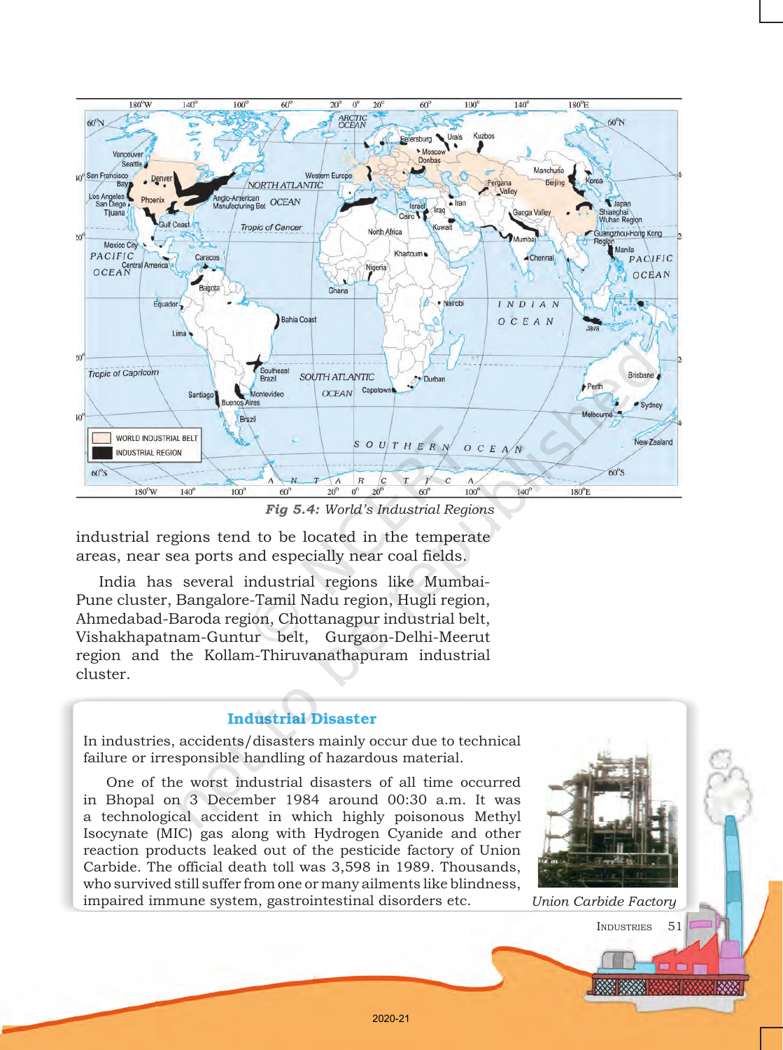*Fig 5.4: World's Industrial Regions*

industrial regions tend to be located in the temperate areas, near sea ports and especially near coal fields.

India has several industrial regions like Mumbai-Pune cluster, Bangalore-Tamil Nadu region, Hugli region, Ahmedabad-Baroda region, Chottanagpur industrial belt, Vishakhapatnam-Guntur belt, Gurgaon-Delhi-Meerut region and the Kollam-Thiruvanathapuram industrial cluster.

## Industrial Disaster

In industries, accidents/disasters mainly occur due to technical failure or irresponsible handling of hazardous material.

One of the worst industrial disasters of all time occurred in Bhopal on 3 December 1984 around 00:30 a.m. It was a technological accident in which highly poisonous Methyl Isocynate (MIC) gas along with Hydrogen Cyanide and other reaction products leaked out of the pesticide factory of Union Carbide. The official death toll was 3,598 in 1989. Thousands, who survived still suffer from one or many ailments like blindness, impaired immune system, gastrointestinal disorders etc.

*Union Carbide Factory*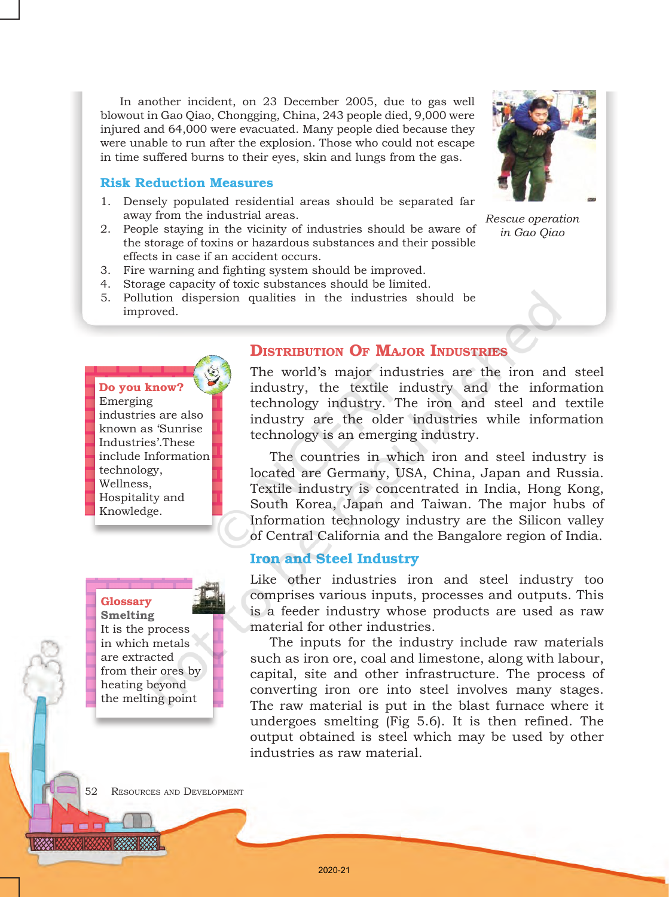In another incident, on 23 December 2005, due to gas well blowout in Gao Qiao, Chongging, China, 243 people died, 9,000 were injured and 64,000 were evacuated. Many people died because they were unable to run after the explosion. Those who could not escape in time suffered burns to their eyes, skin and lungs from the gas.

*Rescue operation in Gao Qiao*

### Risk Reduction Measures

1. Densely populated residential areas should be separated far away from the industrial areas.
2. People staying in the vicinity of industries should be aware of the storage of toxins or hazardous substances and their possible effects in case if an accident occurs.
3. Fire warning and fighting system should be improved.
4. Storage capacity of toxic substances should be limited.
5. Pollution dispersion qualities in the industries should be improved.

## Distribution Of Major Industries

The world's major industries are the iron and steel industry, the textile industry and the information technology industry. The iron and steel and textile industry are the older industries while information technology is an emerging industry.

The countries in which iron and steel industry is located are Germany, USA, China, Japan and Russia. Textile industry is concentrated in India, Hong Kong, South Korea, Japan and Taiwan. The major hubs of Information technology industry are the Silicon valley of Central California and the Bangalore region of India.

**Do you know?**
Emerging industries are also known as 'Sunrise Industries'.These include Information technology, Wellness, Hospitality and Knowledge.

### Iron and Steel Industry

Like other industries iron and steel industry too comprises various inputs, processes and outputs. This is a feeder industry whose products are used as raw material for other industries.

The inputs for the industry include raw materials such as iron ore, coal and limestone, along with labour, capital, site and other infrastructure. The process of converting iron ore into steel involves many stages. The raw material is put in the blast furnace where it undergoes smelting (Fig 5.6). It is then refined. The output obtained is steel which may be used by other industries as raw material.

**Glossary**
**Smelting**
It is the process in which metals are extracted from their ores by heating beyond the melting point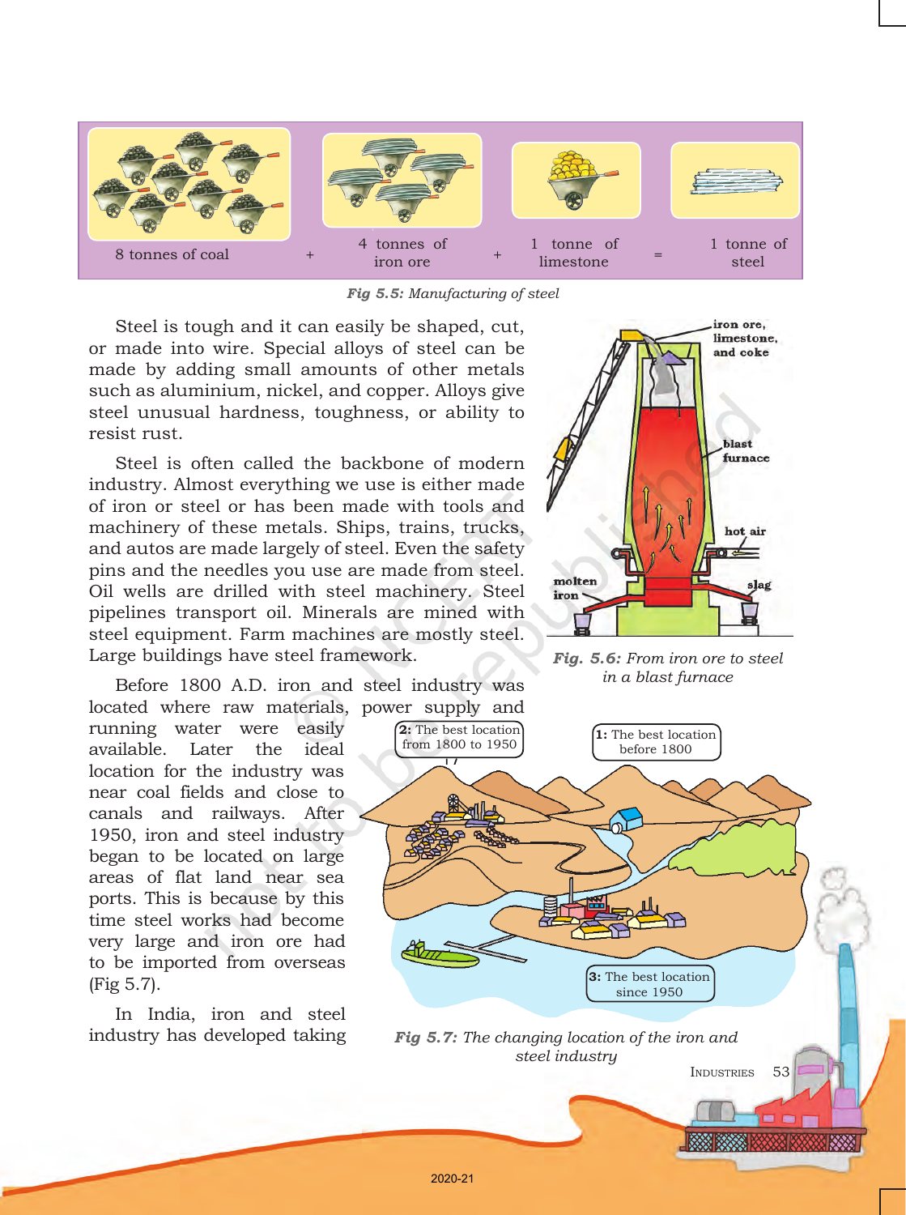8 tonnes of coal + 4 tonnes of iron ore + 1 tonne of limestone = 1 tonne of steel

*Fig 5.5: Manufacturing of steel*

Steel is tough and it can easily be shaped, cut, or made into wire. Special alloys of steel can be made by adding small amounts of other metals such as aluminium, nickel, and copper. Alloys give steel unusual hardness, toughness, or ability to resist rust.

Steel is often called the backbone of modern industry. Almost everything we use is either made of iron or steel or has been made with tools and machinery of these metals. Ships, trains, trucks, and autos are made largely of steel. Even the safety pins and the needles you use are made from steel. Oil wells are drilled with steel machinery. Steel pipelines transport oil. Minerals are mined with steel equipment. Farm machines are mostly steel. Large buildings have steel framework.

iron ore, limestone, and coke

blast furnace

hot air

molten iron

slag

*Fig. 5.6: From iron ore to steel in a blast furnace*

Before 1800 A.D. iron and steel industry was located where raw materials, power supply and running water were easily available. Later the ideal location for the industry was near coal fields and close to canals and railways. After 1950, iron and steel industry began to be located on large areas of flat land near sea ports. This is because by this time steel works had become very large and iron ore had to be imported from overseas (Fig 5.7).

**1:** The best location before 1800

**2:** The best location from 1800 to 1950

**3:** The best location since 1950

*Fig 5.7: The changing location of the iron and steel industry*

In India, iron and steel industry has developed taking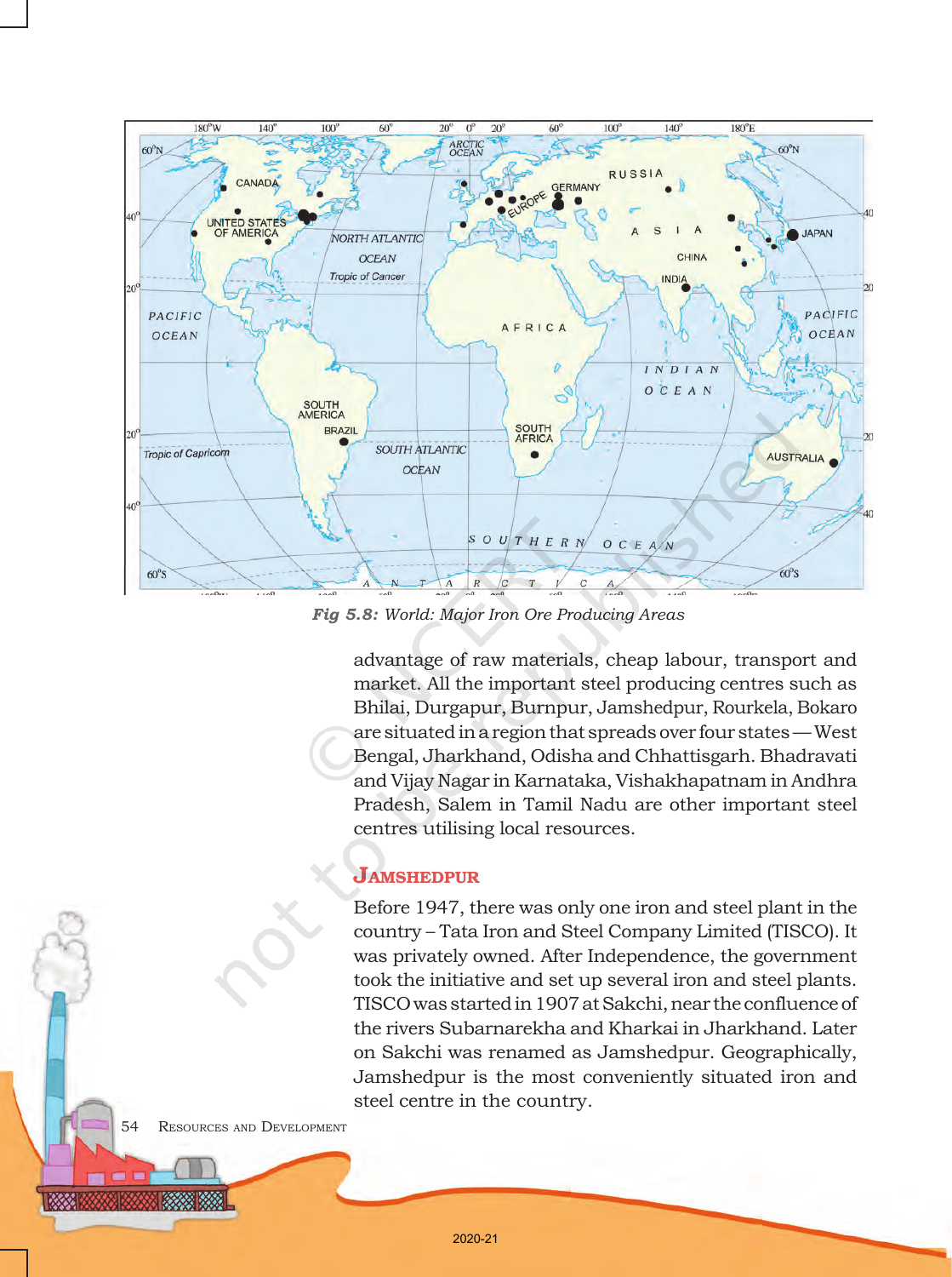Fig 5.8: *World: Major Iron Ore Producing Areas*

advantage of raw materials, cheap labour, transport and market. All the important steel producing centres such as Bhilai, Durgapur, Burnpur, Jamshedpur, Rourkela, Bokaro are situated in a region that spreads over four states — West Bengal, Jharkhand, Odisha and Chhattisgarh. Bhadravati and Vijay Nagar in Karnataka, Vishakhapatnam in Andhra Pradesh, Salem in Tamil Nadu are other important steel centres utilising local resources.

## Jamshedpur

Before 1947, there was only one iron and steel plant in the country – Tata Iron and Steel Company Limited (TISCO). It was privately owned. After Independence, the government took the initiative and set up several iron and steel plants. TISCO was started in 1907 at Sakchi, near the confluence of the rivers Subarnarekha and Kharkai in Jharkhand. Later on Sakchi was renamed as Jamshedpur. Geographically, Jamshedpur is the most conveniently situated iron and steel centre in the country.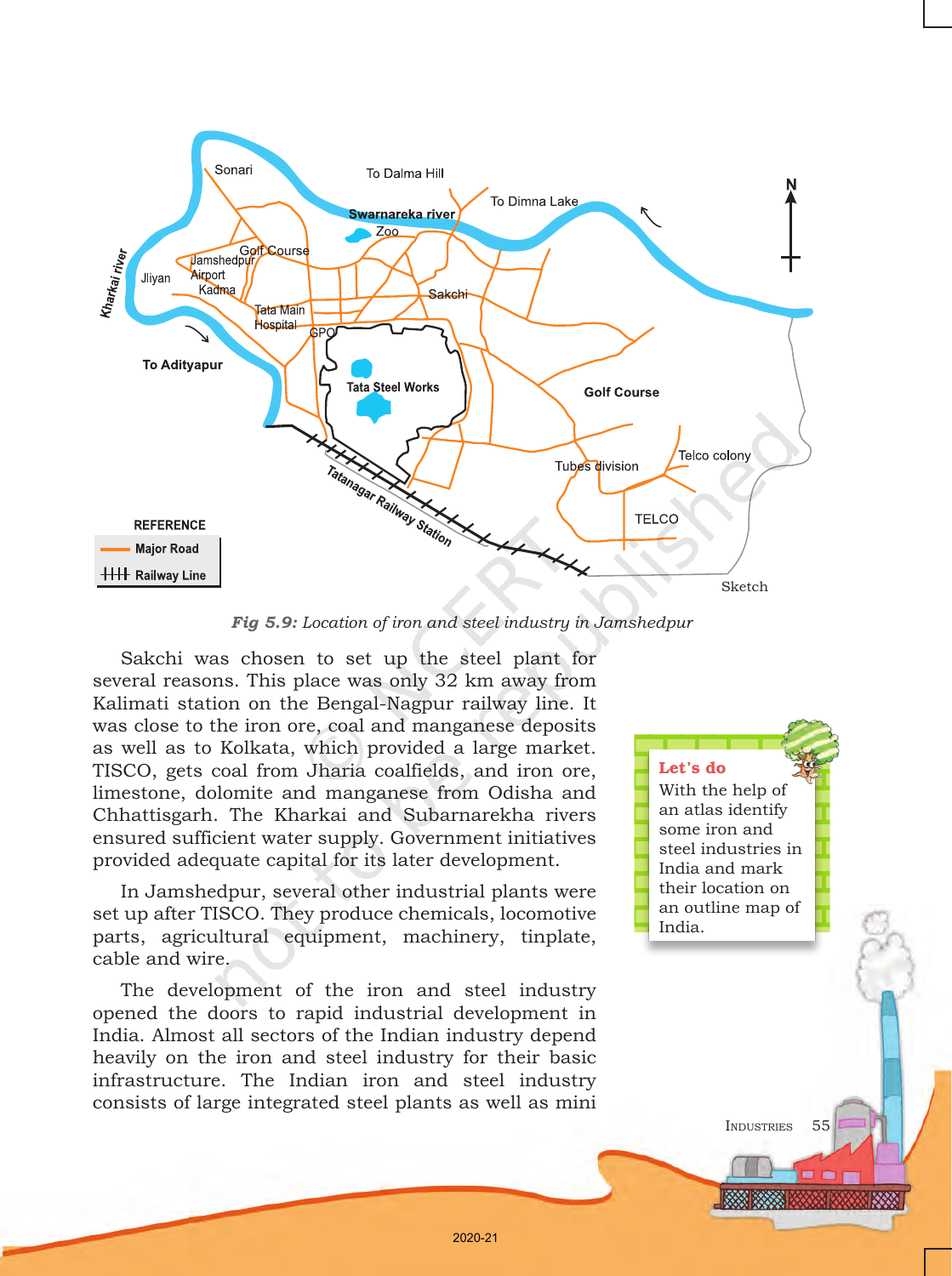*Fig 5.9: Location of iron and steel industry in Jamshedpur*

Sakchi was chosen to set up the steel plant for several reasons. This place was only 32 km away from Kalimati station on the Bengal-Nagpur railway line. It was close to the iron ore, coal and manganese deposits as well as to Kolkata, which provided a large market. TISCO, gets coal from Jharia coalfields, and iron ore, limestone, dolomite and manganese from Odisha and Chhattisgarh. The Kharkai and Subarnarekha rivers ensured sufficient water supply. Government initiatives provided adequate capital for its later development.

In Jamshedpur, several other industrial plants were set up after TISCO. They produce chemicals, locomotive parts, agricultural equipment, machinery, tinplate, cable and wire.

The development of the iron and steel industry opened the doors to rapid industrial development in India. Almost all sectors of the Indian industry depend heavily on the iron and steel industry for their basic infrastructure. The Indian iron and steel industry consists of large integrated steel plants as well as mini

**Let's do**

With the help of an atlas identify some iron and steel industries in India and mark their location on an outline map of India.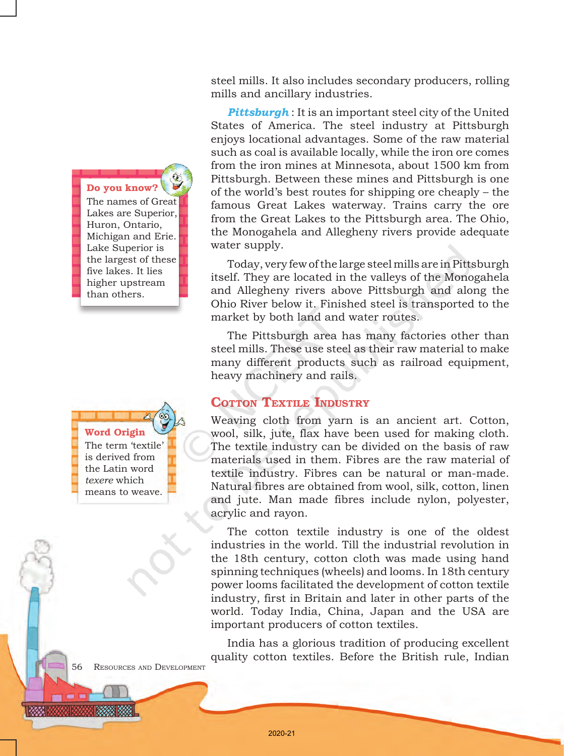steel mills. It also includes secondary producers, rolling mills and ancillary industries.

> **Do you know?**
> The names of Great Lakes are Superior, Huron, Ontario, Michigan and Erie. Lake Superior is the largest of these five lakes. It lies higher upstream than others.

***Pittsburgh*** : It is an important steel city of the United States of America. The steel industry at Pittsburgh enjoys locational advantages. Some of the raw material such as coal is available locally, while the iron ore comes from the iron mines at Minnesota, about 1500 km from Pittsburgh. Between these mines and Pittsburgh is one of the world's best routes for shipping ore cheaply – the famous Great Lakes waterway. Trains carry the ore from the Great Lakes to the Pittsburgh area. The Ohio, the Monogahela and Allegheny rivers provide adequate water supply.

Today, very few of the large steel mills are in Pittsburgh itself. They are located in the valleys of the Monogahela and Allegheny rivers above Pittsburgh and along the Ohio River below it. Finished steel is transported to the market by both land and water routes.

The Pittsburgh area has many factories other than steel mills. These use steel as their raw material to make many different products such as railroad equipment, heavy machinery and rails.

## Cotton Textile Industry

> **Word Origin**
> The term 'textile' is derived from the Latin word *texere* which means to weave.

Weaving cloth from yarn is an ancient art. Cotton, wool, silk, jute, flax have been used for making cloth. The textile industry can be divided on the basis of raw materials used in them. Fibres are the raw material of textile industry. Fibres can be natural or man-made. Natural fibres are obtained from wool, silk, cotton, linen and jute. Man made fibres include nylon, polyester, acrylic and rayon.

The cotton textile industry is one of the oldest industries in the world. Till the industrial revolution in the 18th century, cotton cloth was made using hand spinning techniques (wheels) and looms. In 18th century power looms facilitated the development of cotton textile industry, first in Britain and later in other parts of the world. Today India, China, Japan and the USA are important producers of cotton textiles.

India has a glorious tradition of producing excellent quality cotton textiles. Before the British rule, Indian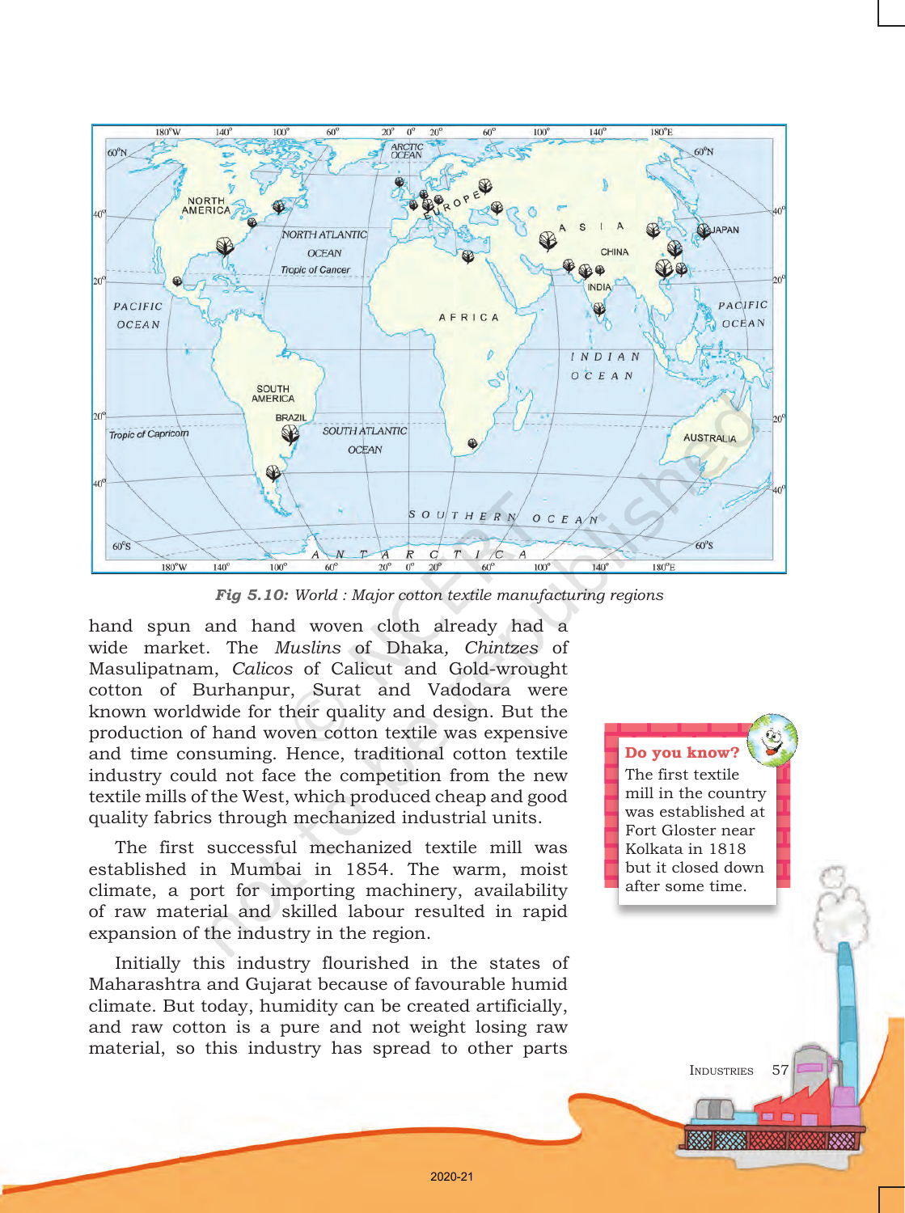Fig 5.10: *World : Major cotton textile manufacturing regions*

hand spun and hand woven cloth already had a wide market. The *Muslins* of Dhaka, *Chintzes* of Masulipatnam, *Calicos* of Calicut and Gold-wrought cotton of Burhanpur, Surat and Vadodara were known worldwide for their quality and design. But the production of hand woven cotton textile was expensive and time consuming. Hence, traditional cotton textile industry could not face the competition from the new textile mills of the West, which produced cheap and good quality fabrics through mechanized industrial units.

The first successful mechanized textile mill was established in Mumbai in 1854. The warm, moist climate, a port for importing machinery, availability of raw material and skilled labour resulted in rapid expansion of the industry in the region.

Initially this industry flourished in the states of Maharashtra and Gujarat because of favourable humid climate. But today, humidity can be created artificially, and raw cotton is a pure and not weight losing raw material, so this industry has spread to other parts

**Do you know?**
The first textile mill in the country was established at Fort Gloster near Kolkata in 1818 but it closed down after some time.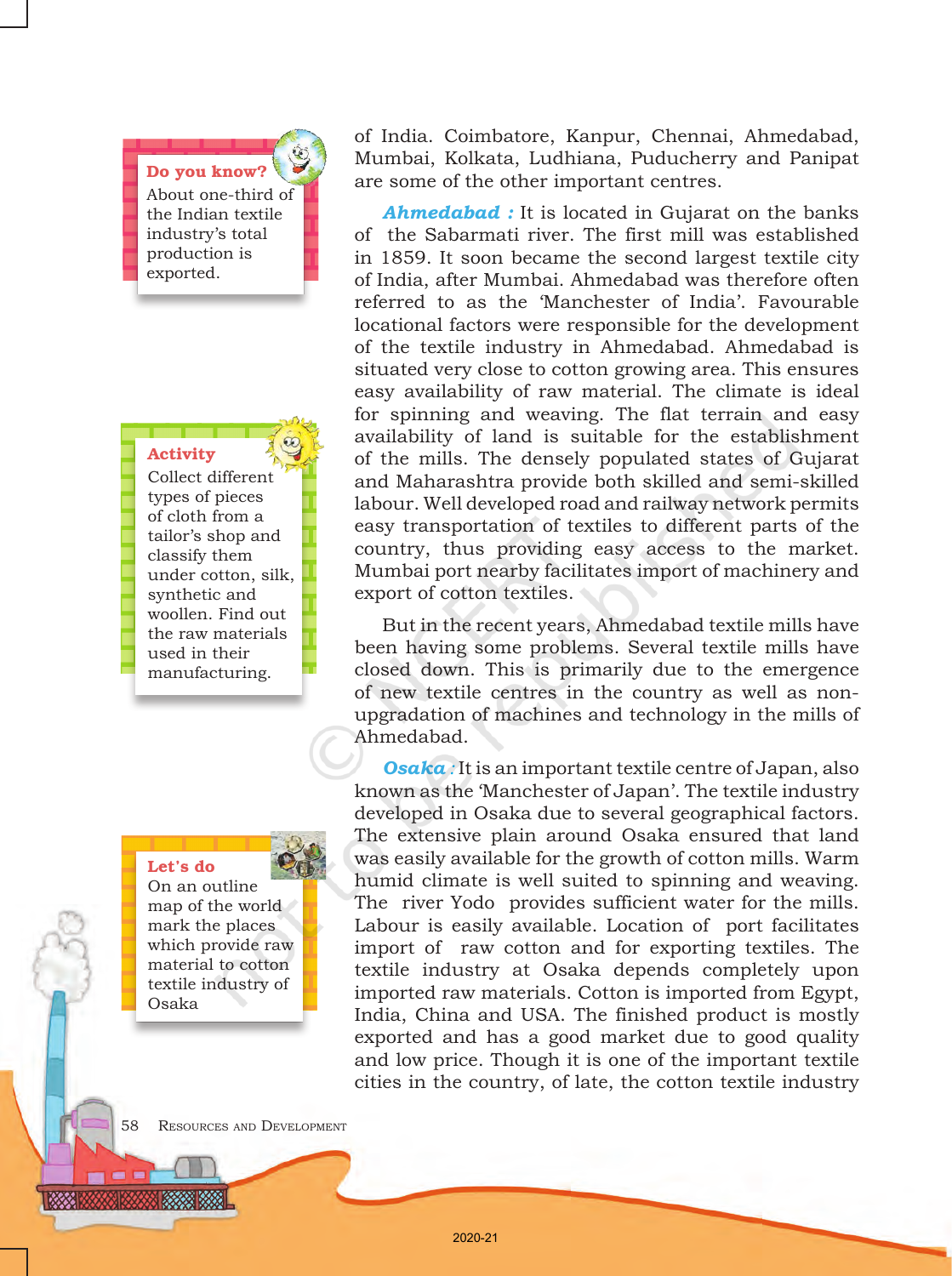**Do you know?**
About one-third of the Indian textile industry's total production is exported.

**Activity**
Collect different types of pieces of cloth from a tailor's shop and classify them under cotton, silk, synthetic and woollen. Find out the raw materials used in their manufacturing.

**Let's do**
On an outline map of the world mark the places which provide raw material to cotton textile industry of Osaka

of India. Coimbatore, Kanpur, Chennai, Ahmedabad, Mumbai, Kolkata, Ludhiana, Puducherry and Panipat are some of the other important centres.

***Ahmedabad :*** It is located in Gujarat on the banks of the Sabarmati river. The first mill was established in 1859. It soon became the second largest textile city of India, after Mumbai. Ahmedabad was therefore often referred to as the 'Manchester of India'. Favourable locational factors were responsible for the development of the textile industry in Ahmedabad. Ahmedabad is situated very close to cotton growing area. This ensures easy availability of raw material. The climate is ideal for spinning and weaving. The flat terrain and easy availability of land is suitable for the establishment of the mills. The densely populated states of Gujarat and Maharashtra provide both skilled and semi-skilled labour. Well developed road and railway network permits easy transportation of textiles to different parts of the country, thus providing easy access to the market. Mumbai port nearby facilitates import of machinery and export of cotton textiles.

But in the recent years, Ahmedabad textile mills have been having some problems. Several textile mills have closed down. This is primarily due to the emergence of new textile centres in the country as well as non-upgradation of machines and technology in the mills of Ahmedabad.

***Osaka :*** It is an important textile centre of Japan, also known as the 'Manchester of Japan'. The textile industry developed in Osaka due to several geographical factors. The extensive plain around Osaka ensured that land was easily available for the growth of cotton mills. Warm humid climate is well suited to spinning and weaving. The river Yodo provides sufficient water for the mills. Labour is easily available. Location of port facilitates import of raw cotton and for exporting textiles. The textile industry at Osaka depends completely upon imported raw materials. Cotton is imported from Egypt, India, China and USA. The finished product is mostly exported and has a good market due to good quality and low price. Though it is one of the important textile cities in the country, of late, the cotton textile industry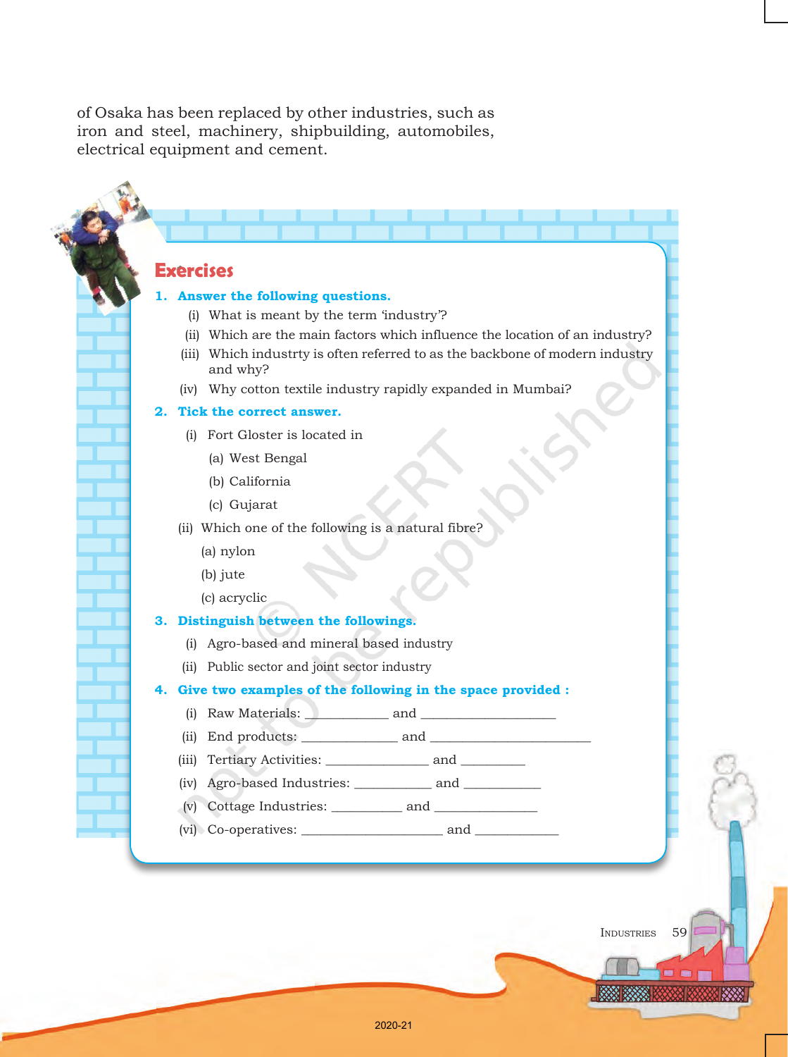of Osaka has been replaced by other industries, such as iron and steel, machinery, shipbuilding, automobiles, electrical equipment and cement.

## Exercises

**1. Answer the following questions.**

(i) What is meant by the term 'industry'?

(ii) Which are the main factors which influence the location of an industry?

(iii) Which industrty is often referred to as the backbone of modern industry and why?

(iv) Why cotton textile industry rapidly expanded in Mumbai?

**2. Tick the correct answer.**

(i) Fort Gloster is located in

(a) West Bengal

(b) California

(c) Gujarat

(ii) Which one of the following is a natural fibre?

(a) nylon

(b) jute

(c) acryclic

**3. Distinguish between the followings.**

(i) Agro-based and mineral based industry

(ii) Public sector and joint sector industry

**4. Give two examples of the following in the space provided :**

(i) Raw Materials: ____________ and ____________________

(ii) End products: ______________ and _______________________

(iii) Tertiary Activities: _______________ and _________

(iv) Agro-based Industries: ___________ and ___________

(v) Cottage Industries: __________ and _______________

(vi) Co-operatives: _____________________ and ____________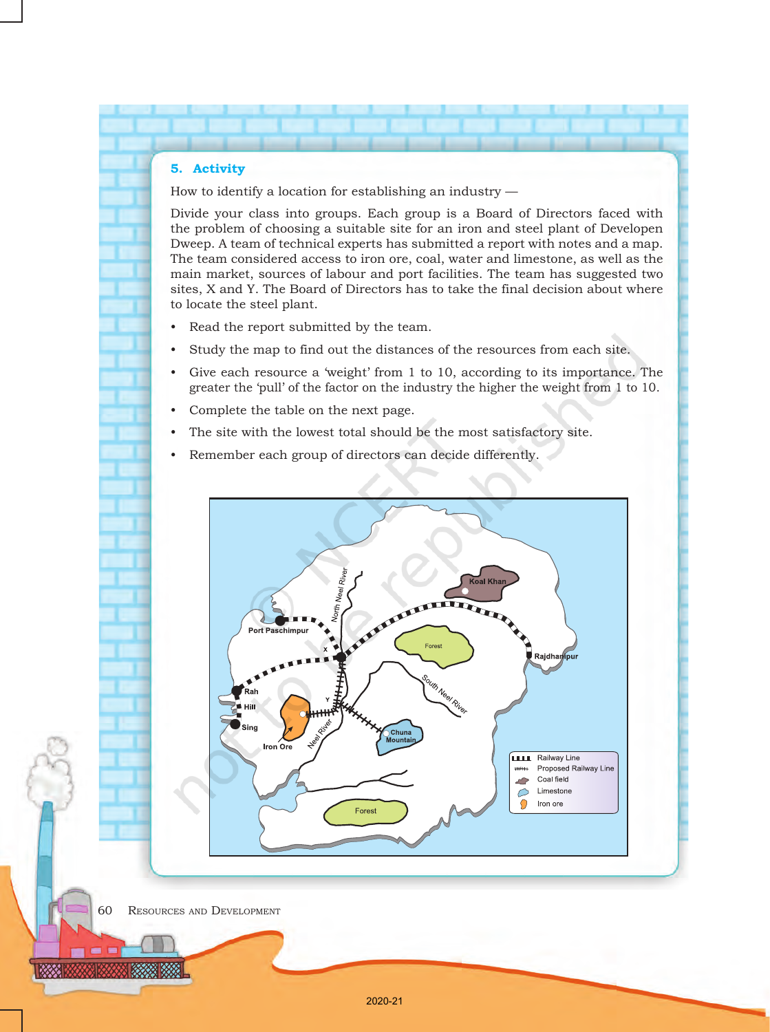### 5. Activity

How to identify a location for establishing an industry —

Divide your class into groups. Each group is a Board of Directors faced with the problem of choosing a suitable site for an iron and steel plant of Developen Dweep. A team of technical experts has submitted a report with notes and a map. The team considered access to iron ore, coal, water and limestone, as well as the main market, sources of labour and port facilities. The team has suggested two sites, X and Y. The Board of Directors has to take the final decision about where to locate the steel plant.

- Read the report submitted by the team.
- Study the map to find out the distances of the resources from each site.
- Give each resource a 'weight' from 1 to 10, according to its importance. The greater the 'pull' of the factor on the industry the higher the weight from 1 to 10.
- Complete the table on the next page.
- The site with the lowest total should be the most satisfactory site.
- Remember each group of directors can decide differently.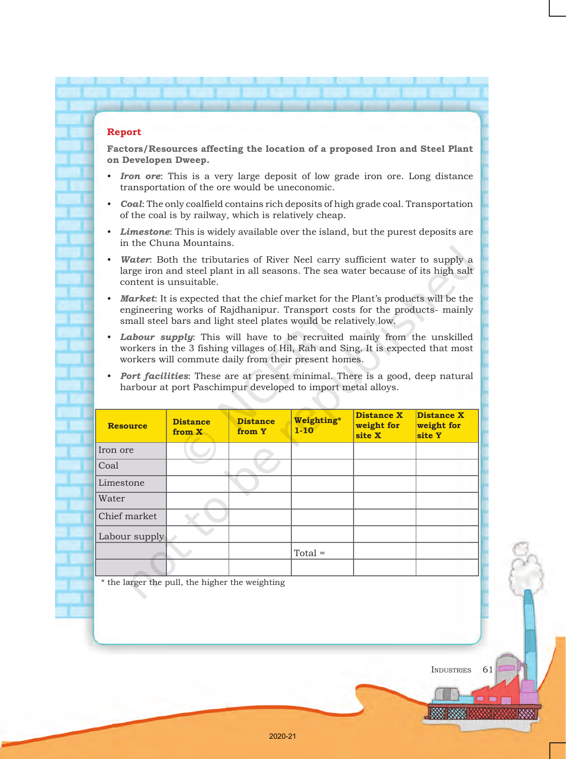## Report

**Factors/Resources affecting the location of a proposed Iron and Steel Plant on Developen Dweep.**

- ***Iron ore***: This is a very large deposit of low grade iron ore. Long distance transportation of the ore would be uneconomic.
- ***Coal***: The only coalfield contains rich deposits of high grade coal. Transportation of the coal is by railway, which is relatively cheap.
- ***Limestone***: This is widely available over the island, but the purest deposits are in the Chuna Mountains.
- ***Water***: Both the tributaries of River Neel carry sufficient water to supply a large iron and steel plant in all seasons. The sea water because of its high salt content is unsuitable.
- ***Market***: It is expected that the chief market for the Plant's products will be the engineering works of Rajdhanipur. Transport costs for the products- mainly small steel bars and light steel plates would be relatively low.
- ***Labour supply***: This will have to be recruited mainly from the unskilled workers in the 3 fishing villages of Hil, Rah and Sing. It is expected that most workers will commute daily from their present homes.
- ***Port facilities***: These are at present minimal. There is a good, deep natural harbour at port Paschimpur developed to import metal alloys.

| Resource | Distance from X | Distance from Y | Weighting* 1-10 | Distance X weight for site X | Distance X weight for site Y |
|---|---|---|---|---|---|
| Iron ore | | | | | |
| Coal | | | | | |
| Limestone | | | | | |
| Water | | | | | |
| Chief market | | | | | |
| Labour supply | | | | | |
| | | | Total = | | |
| | | | | | |

\* the larger the pull, the higher the weighting